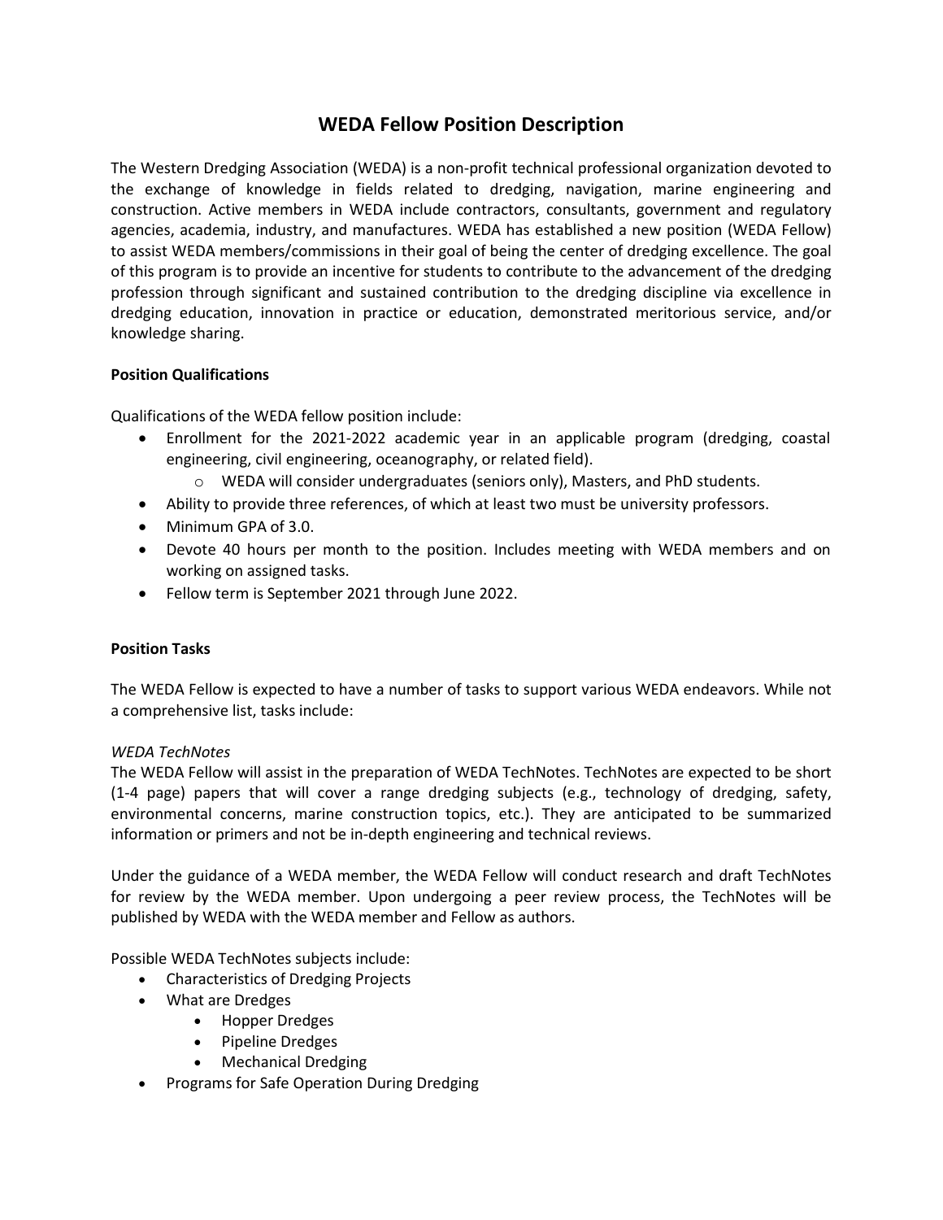# WEDA Fellow Position Description

The Western Dredging Association (WEDA) is a non-profit technical professional organization devoted to the exchange of knowledge in fields related to dredging, navigation, marine engineering and construction. Active members in WEDA include contractors, consultants, government and regulatory agencies, academia, industry, and manufactures. WEDA has established a new position (WEDA Fellow) to assist WEDA members/commissions in their goal of being the center of dredging excellence. The goal of this program is to provide an incentive for students to contribute to the advancement of the dredging profession through significant and sustained contribution to the dredging discipline via excellence in dredging education, innovation in practice or education, demonstrated meritorious service, and/or knowledge sharing.

**Position Qualifications**

Qualifications of the WEDA fellow position include:

- Enrollment for the 2021-2022 academic year in an applicable program (dredging, coastal engineering, civil engineering, oceanography, or related field).
  - WEDA will consider undergraduates (seniors only), Masters, and PhD students.
- Ability to provide three references, of which at least two must be university professors.
- Minimum GPA of 3.0.
- Devote 40 hours per month to the position. Includes meeting with WEDA members and on working on assigned tasks.
- Fellow term is September 2021 through June 2022.

**Position Tasks**

The WEDA Fellow is expected to have a number of tasks to support various WEDA endeavors. While not a comprehensive list, tasks include:

*WEDA TechNotes*

The WEDA Fellow will assist in the preparation of WEDA TechNotes. TechNotes are expected to be short (1-4 page) papers that will cover a range dredging subjects (e.g., technology of dredging, safety, environmental concerns, marine construction topics, etc.). They are anticipated to be summarized information or primers and not be in-depth engineering and technical reviews.

Under the guidance of a WEDA member, the WEDA Fellow will conduct research and draft TechNotes for review by the WEDA member. Upon undergoing a peer review process, the TechNotes will be published by WEDA with the WEDA member and Fellow as authors.

Possible WEDA TechNotes subjects include:

- Characteristics of Dredging Projects
- What are Dredges
  - Hopper Dredges
  - Pipeline Dredges
  - Mechanical Dredging
- Programs for Safe Operation During Dredging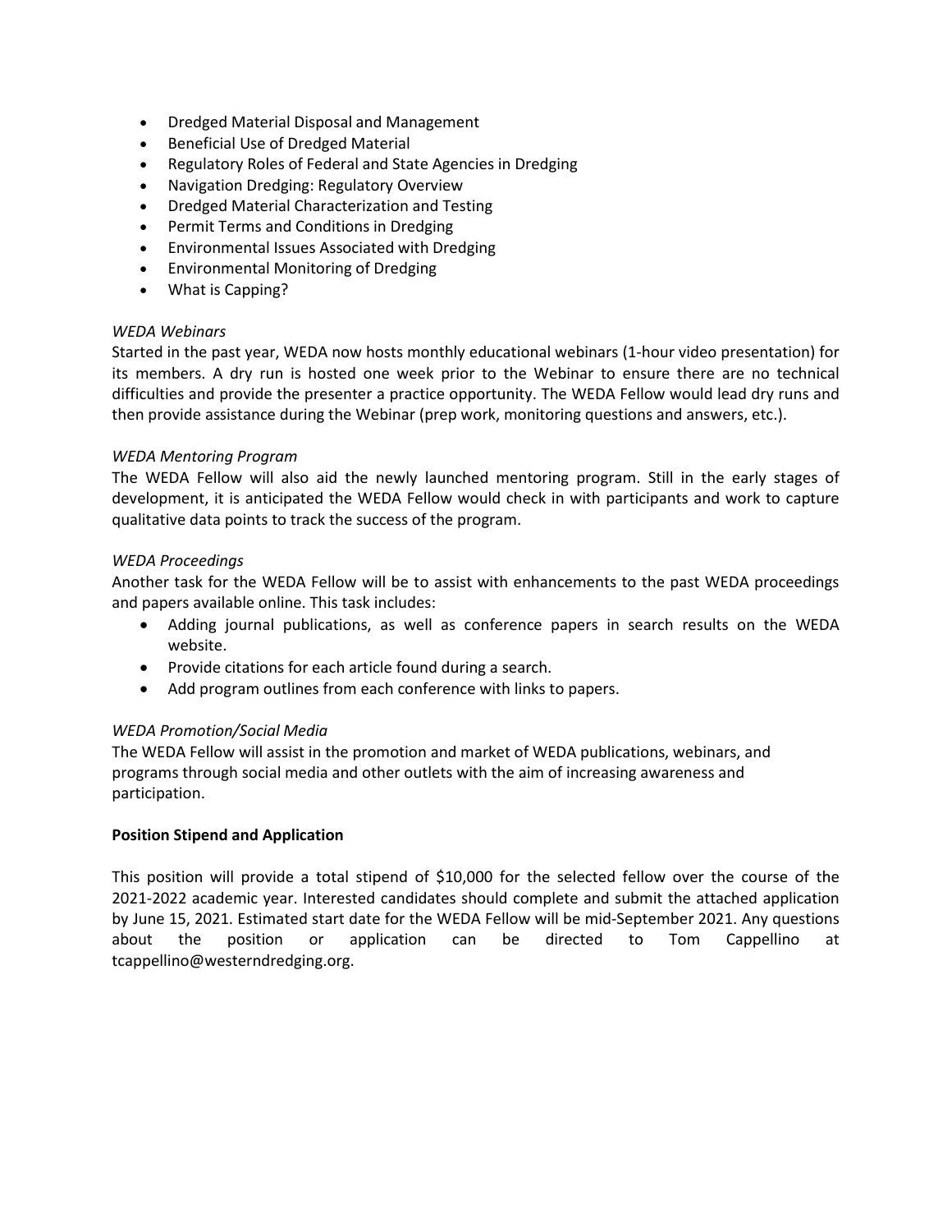- Dredged Material Disposal and Management
- Beneficial Use of Dredged Material
- Regulatory Roles of Federal and State Agencies in Dredging
- Navigation Dredging: Regulatory Overview
- Dredged Material Characterization and Testing
- Permit Terms and Conditions in Dredging
- Environmental Issues Associated with Dredging
- Environmental Monitoring of Dredging
- What is Capping?

*WEDA Webinars*

Started in the past year, WEDA now hosts monthly educational webinars (1-hour video presentation) for its members. A dry run is hosted one week prior to the Webinar to ensure there are no technical difficulties and provide the presenter a practice opportunity. The WEDA Fellow would lead dry runs and then provide assistance during the Webinar (prep work, monitoring questions and answers, etc.).

*WEDA Mentoring Program*

The WEDA Fellow will also aid the newly launched mentoring program. Still in the early stages of development, it is anticipated the WEDA Fellow would check in with participants and work to capture qualitative data points to track the success of the program.

*WEDA Proceedings*

Another task for the WEDA Fellow will be to assist with enhancements to the past WEDA proceedings and papers available online. This task includes:

- Adding journal publications, as well as conference papers in search results on the WEDA website.
- Provide citations for each article found during a search.
- Add program outlines from each conference with links to papers.

*WEDA Promotion/Social Media*

The WEDA Fellow will assist in the promotion and market of WEDA publications, webinars, and programs through social media and other outlets with the aim of increasing awareness and participation.

**Position Stipend and Application**

This position will provide a total stipend of $10,000 for the selected fellow over the course of the 2021-2022 academic year. Interested candidates should complete and submit the attached application by June 15, 2021. Estimated start date for the WEDA Fellow will be mid-September 2021. Any questions about the position or application can be directed to Tom Cappellino at tcappellino@westerndredging.org.